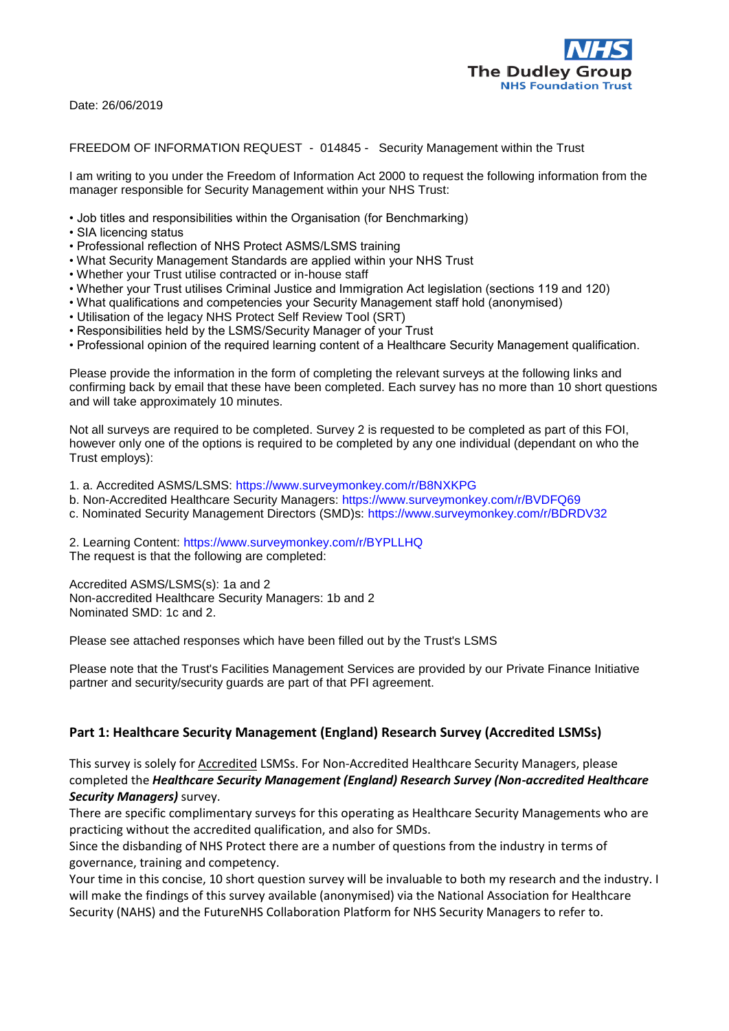NHS
The Dudley Group
NHS Foundation Trust

Date: 26/06/2019

FREEDOM OF INFORMATION REQUEST - 014845 - Security Management within the Trust

I am writing to you under the Freedom of Information Act 2000 to request the following information from the manager responsible for Security Management within your NHS Trust:

- Job titles and responsibilities within the Organisation (for Benchmarking)
- SIA licencing status
- Professional reflection of NHS Protect ASMS/LSMS training
- What Security Management Standards are applied within your NHS Trust
- Whether your Trust utilise contracted or in-house staff
- Whether your Trust utilises Criminal Justice and Immigration Act legislation (sections 119 and 120)
- What qualifications and competencies your Security Management staff hold (anonymised)
- Utilisation of the legacy NHS Protect Self Review Tool (SRT)
- Responsibilities held by the LSMS/Security Manager of your Trust
- Professional opinion of the required learning content of a Healthcare Security Management qualification.

Please provide the information in the form of completing the relevant surveys at the following links and confirming back by email that these have been completed. Each survey has no more than 10 short questions and will take approximately 10 minutes.

Not all surveys are required to be completed. Survey 2 is requested to be completed as part of this FOI, however only one of the options is required to be completed by any one individual (dependant on who the Trust employs):

1. a. Accredited ASMS/LSMS: https://www.surveymonkey.com/r/B8NXKPG
b. Non-Accredited Healthcare Security Managers: https://www.surveymonkey.com/r/BVDFQ69
c. Nominated Security Management Directors (SMD)s: https://www.surveymonkey.com/r/BDRDV32

2. Learning Content: https://www.surveymonkey.com/r/BYPLLHQ
The request is that the following are completed:

Accredited ASMS/LSMS(s): 1a and 2
Non-accredited Healthcare Security Managers: 1b and 2
Nominated SMD: 1c and 2.

Please see attached responses which have been filled out by the Trust's LSMS

Please note that the Trust's Facilities Management Services are provided by our Private Finance Initiative partner and security/security guards are part of that PFI agreement.

## Part 1: Healthcare Security Management (England) Research Survey (Accredited LSMSs)

This survey is solely for Accredited LSMSs. For Non-Accredited Healthcare Security Managers, please completed the ***Healthcare Security Management (England) Research Survey (Non-accredited Healthcare Security Managers)*** survey.
There are specific complimentary surveys for this operating as Healthcare Security Managements who are practicing without the accredited qualification, and also for SMDs.
Since the disbanding of NHS Protect there are a number of questions from the industry in terms of governance, training and competency.
Your time in this concise, 10 short question survey will be invaluable to both my research and the industry. I will make the findings of this survey available (anonymised) via the National Association for Healthcare Security (NAHS) and the FutureNHS Collaboration Platform for NHS Security Managers to refer to.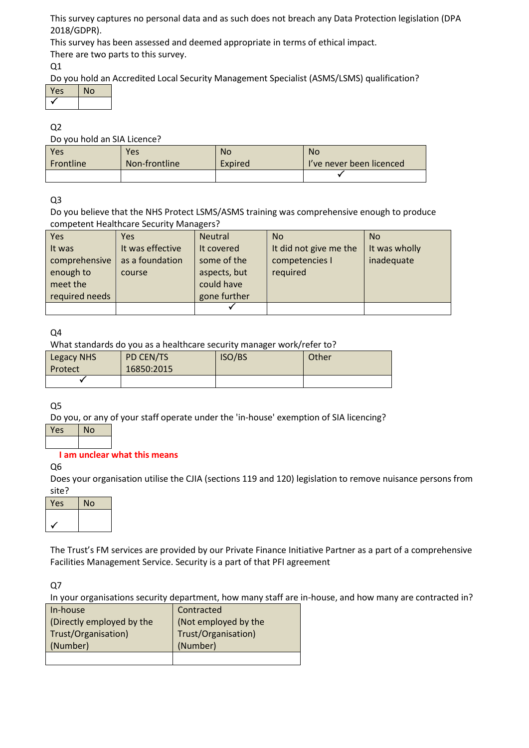This survey captures no personal data and as such does not breach any Data Protection legislation (DPA 2018/GDPR).

This survey has been assessed and deemed appropriate in terms of ethical impact.

There are two parts to this survey.

Q1

Do you hold an Accredited Local Security Management Specialist (ASMS/LSMS) qualification?

| Yes | No |
|---|---|
| ✓ | |

Q2

Do you hold an SIA Licence?

| Yes Frontline | Yes Non-frontline | No Expired | No I've never been licenced |
|---|---|---|---|
| | | | ✓ |

Q3

Do you believe that the NHS Protect LSMS/ASMS training was comprehensive enough to produce competent Healthcare Security Managers?

| Yes It was comprehensive enough to meet the required needs | Yes It was effective as a foundation course | Neutral It covered some of the aspects, but could have gone further | No It did not give me the competencies I required | No It was wholly inadequate |
|---|---|---|---|---|
| | | ✓ | | |

Q4

What standards do you as a healthcare security manager work/refer to?

| Legacy NHS Protect | PD CEN/TS 16850:2015 | ISO/BS | Other |
|---|---|---|---|
| ✓ | | | |

Q5

Do you, or any of your staff operate under the 'in-house' exemption of SIA licencing?

| Yes | No |
|---|---|
| | |

**I am unclear what this means**

Q6

Does your organisation utilise the CJIA (sections 119 and 120) legislation to remove nuisance persons from site?

| Yes | No |
|---|---|
| ✓ | |

The Trust's FM services are provided by our Private Finance Initiative Partner as a part of a comprehensive Facilities Management Service. Security is a part of that PFI agreement

Q7

In your organisations security department, how many staff are in-house, and how many are contracted in?

| In-house (Directly employed by the Trust/Organisation) (Number) | Contracted (Not employed by the Trust/Organisation) (Number) |
|---|---|
| | |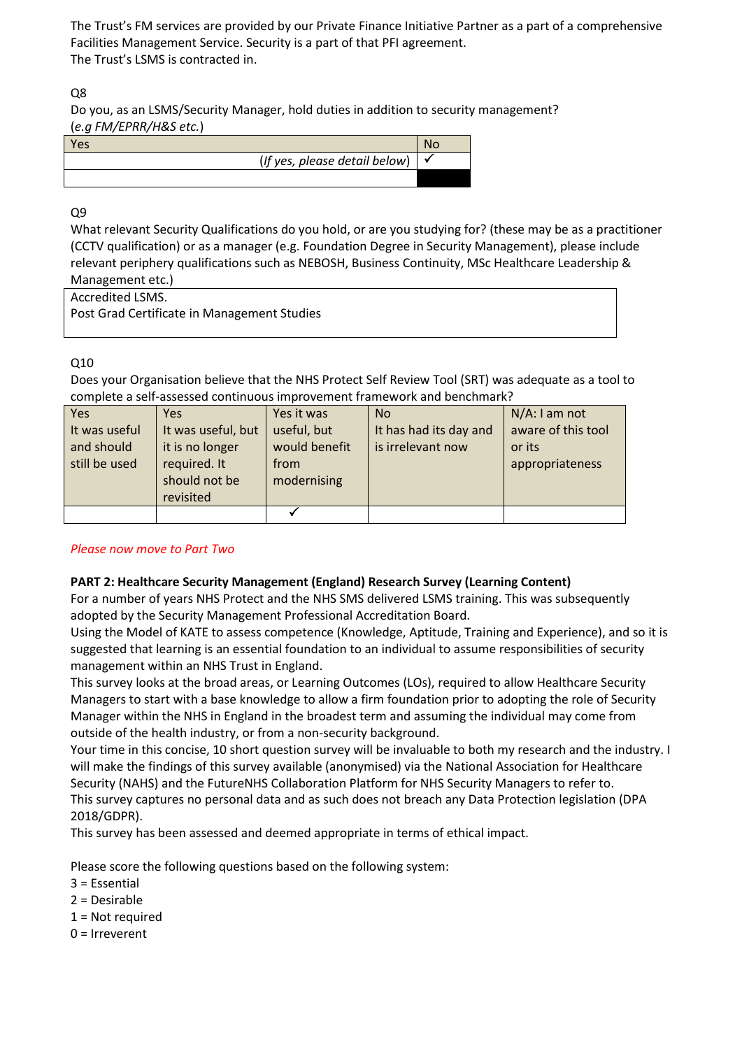The Trust's FM services are provided by our Private Finance Initiative Partner as a part of a comprehensive Facilities Management Service. Security is a part of that PFI agreement.
The Trust's LSMS is contracted in.

Q8
Do you, as an LSMS/Security Manager, hold duties in addition to security management? (*e.g FM/EPRR/H&S etc.*)

| Yes | No |
|---|---|
| (*If yes, please detail below*) | ✓ |
| | |

Q9
What relevant Security Qualifications do you hold, or are you studying for? (these may be as a practitioner (CCTV qualification) or as a manager (e.g. Foundation Degree in Security Management), please include relevant periphery qualifications such as NEBOSH, Business Continuity, MSc Healthcare Leadership & Management etc.)

| |
|---|
| Accredited LSMS.<br>Post Grad Certificate in Management Studies |

Q10
Does your Organisation believe that the NHS Protect Self Review Tool (SRT) was adequate as a tool to complete a self-assessed continuous improvement framework and benchmark?

| Yes It was useful and should still be used | Yes It was useful, but it is no longer required. It should not be revisited | Yes it was useful, but would benefit from modernising | No It has had its day and is irrelevant now | N/A: I am not aware of this tool or its appropriateness |
|---|---|---|---|---|
| | | ✓ | | |

*Please now move to Part Two*

**PART 2: Healthcare Security Management (England) Research Survey (Learning Content)**
For a number of years NHS Protect and the NHS SMS delivered LSMS training. This was subsequently adopted by the Security Management Professional Accreditation Board.
Using the Model of KATE to assess competence (Knowledge, Aptitude, Training and Experience), and so it is suggested that learning is an essential foundation to an individual to assume responsibilities of security management within an NHS Trust in England.
This survey looks at the broad areas, or Learning Outcomes (LOs), required to allow Healthcare Security Managers to start with a base knowledge to allow a firm foundation prior to adopting the role of Security Manager within the NHS in England in the broadest term and assuming the individual may come from outside of the health industry, or from a non-security background.
Your time in this concise, 10 short question survey will be invaluable to both my research and the industry. I will make the findings of this survey available (anonymised) via the National Association for Healthcare Security (NAHS) and the FutureNHS Collaboration Platform for NHS Security Managers to refer to.
This survey captures no personal data and as such does not breach any Data Protection legislation (DPA 2018/GDPR).
This survey has been assessed and deemed appropriate in terms of ethical impact.

Please score the following questions based on the following system:
3 = Essential
2 = Desirable
1 = Not required
0 = Irreverent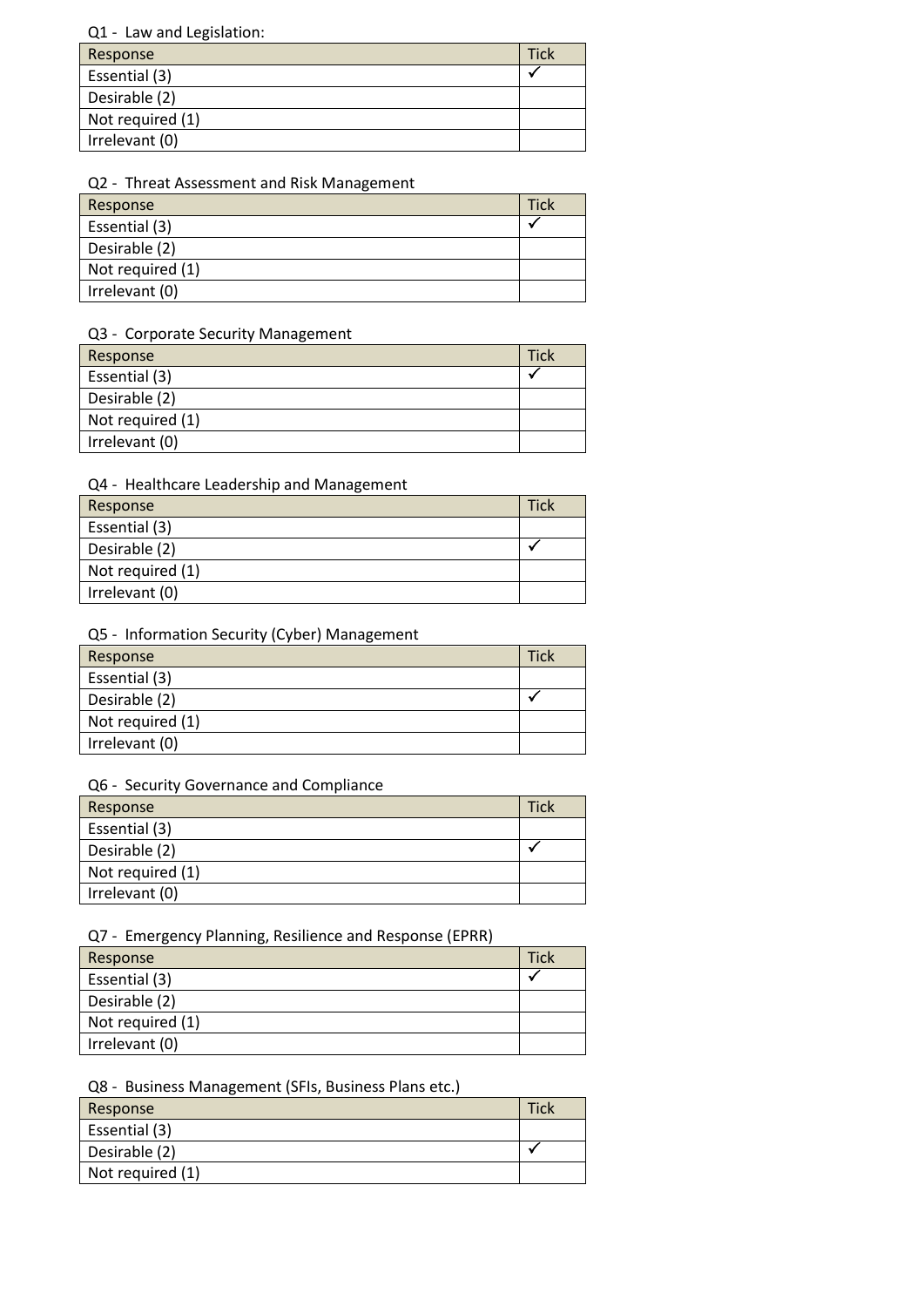Q1 - Law and Legislation:

| Response | Tick |
|---|---|
| Essential (3) | ✓ |
| Desirable (2) | |
| Not required (1) | |
| Irrelevant (0) | |

Q2 - Threat Assessment and Risk Management

| Response | Tick |
|---|---|
| Essential (3) | ✓ |
| Desirable (2) | |
| Not required (1) | |
| Irrelevant (0) | |

Q3 - Corporate Security Management

| Response | Tick |
|---|---|
| Essential (3) | ✓ |
| Desirable (2) | |
| Not required (1) | |
| Irrelevant (0) | |

Q4 - Healthcare Leadership and Management

| Response | Tick |
|---|---|
| Essential (3) | |
| Desirable (2) | ✓ |
| Not required (1) | |
| Irrelevant (0) | |

Q5 - Information Security (Cyber) Management

| Response | Tick |
|---|---|
| Essential (3) | |
| Desirable (2) | ✓ |
| Not required (1) | |
| Irrelevant (0) | |

Q6 - Security Governance and Compliance

| Response | Tick |
|---|---|
| Essential (3) | |
| Desirable (2) | ✓ |
| Not required (1) | |
| Irrelevant (0) | |

Q7 - Emergency Planning, Resilience and Response (EPRR)

| Response | Tick |
|---|---|
| Essential (3) | ✓ |
| Desirable (2) | |
| Not required (1) | |
| Irrelevant (0) | |

Q8 - Business Management (SFIs, Business Plans etc.)

| Response | Tick |
|---|---|
| Essential (3) | |
| Desirable (2) | ✓ |
| Not required (1) | |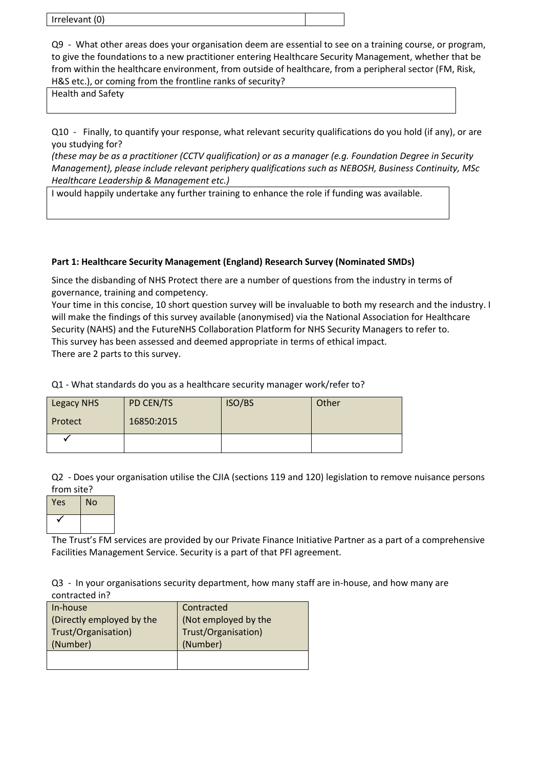| Irrelevant (0) | |
|---|---|

Q9 - What other areas does your organisation deem are essential to see on a training course, or program, to give the foundations to a new practitioner entering Healthcare Security Management, whether that be from within the healthcare environment, from outside of healthcare, from a peripheral sector (FM, Risk, H&S etc.), or coming from the frontline ranks of security?

| Health and Safety |
|---|

Q10 - Finally, to quantify your response, what relevant security qualifications do you hold (if any), or are you studying for?
*(these may be as a practitioner (CCTV qualification) or as a manager (e.g. Foundation Degree in Security Management), please include relevant periphery qualifications such as NEBOSH, Business Continuity, MSc Healthcare Leadership & Management etc.)*

| I would happily undertake any further training to enhance the role if funding was available. |
|---|

**Part 1: Healthcare Security Management (England) Research Survey (Nominated SMDs)**

Since the disbanding of NHS Protect there are a number of questions from the industry in terms of governance, training and competency.
Your time in this concise, 10 short question survey will be invaluable to both my research and the industry. I will make the findings of this survey available (anonymised) via the National Association for Healthcare Security (NAHS) and the FutureNHS Collaboration Platform for NHS Security Managers to refer to.
This survey has been assessed and deemed appropriate in terms of ethical impact.
There are 2 parts to this survey.

Q1 - What standards do you as a healthcare security manager work/refer to?

| Legacy NHS Protect | PD CEN/TS 16850:2015 | ISO/BS | Other |
|---|---|---|---|
| ✓ | | | |

Q2 - Does your organisation utilise the CJIA (sections 119 and 120) legislation to remove nuisance persons from site?

| Yes | No |
|---|---|
| ✓ | |

The Trust's FM services are provided by our Private Finance Initiative Partner as a part of a comprehensive Facilities Management Service. Security is a part of that PFI agreement.

Q3 - In your organisations security department, how many staff are in-house, and how many are contracted in?

| In-house (Directly employed by the Trust/Organisation) (Number) | Contracted (Not employed by the Trust/Organisation) (Number) |
|---|---|
| | |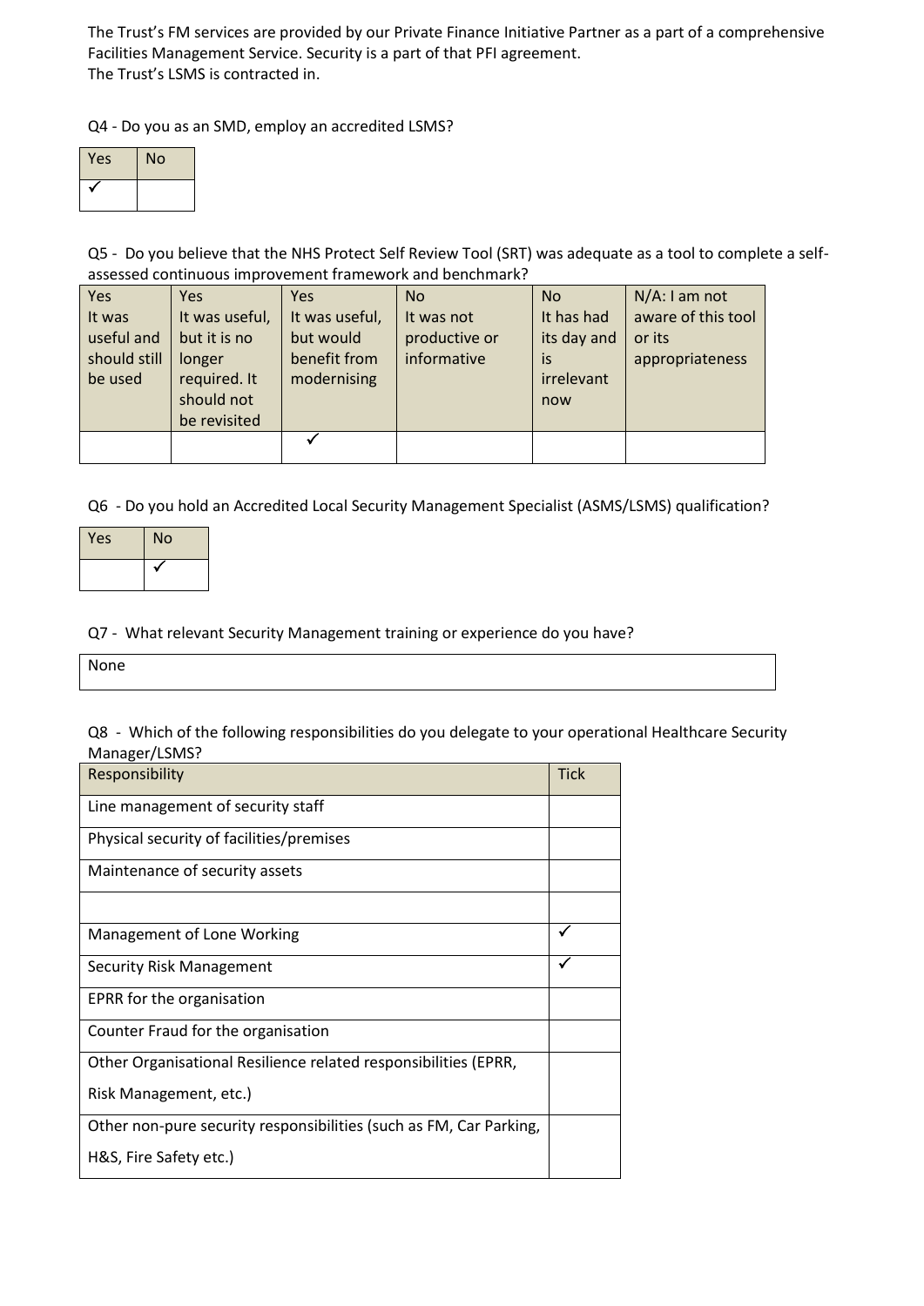The Trust's FM services are provided by our Private Finance Initiative Partner as a part of a comprehensive Facilities Management Service. Security is a part of that PFI agreement.
The Trust's LSMS is contracted in.

Q4 - Do you as an SMD, employ an accredited LSMS?

| Yes | No |
|---|---|
| ✓ | |

Q5 - Do you believe that the NHS Protect Self Review Tool (SRT) was adequate as a tool to complete a self-assessed continuous improvement framework and benchmark?

| Yes It was useful and should still be used | Yes It was useful, but it is no longer required. It should not be revisited | Yes It was useful, but would benefit from modernising | No It was not productive or informative | No It has had its day and is irrelevant now | N/A: I am not aware of this tool or its appropriateness |
|---|---|---|---|---|---|
| | | ✓ | | | |

Q6 - Do you hold an Accredited Local Security Management Specialist (ASMS/LSMS) qualification?

| Yes | No |
|---|---|
| | ✓ |

Q7 - What relevant Security Management training or experience do you have?

| None |
|---|

Q8 - Which of the following responsibilities do you delegate to your operational Healthcare Security Manager/LSMS?

| Responsibility | Tick |
|---|---|
| Line management of security staff | |
| Physical security of facilities/premises | |
| Maintenance of security assets | |
| | |
| Management of Lone Working | ✓ |
| Security Risk Management | ✓ |
| EPRR for the organisation | |
| Counter Fraud for the organisation | |
| Other Organisational Resilience related responsibilities (EPRR, Risk Management, etc.) | |
| Other non-pure security responsibilities (such as FM, Car Parking, H&S, Fire Safety etc.) | |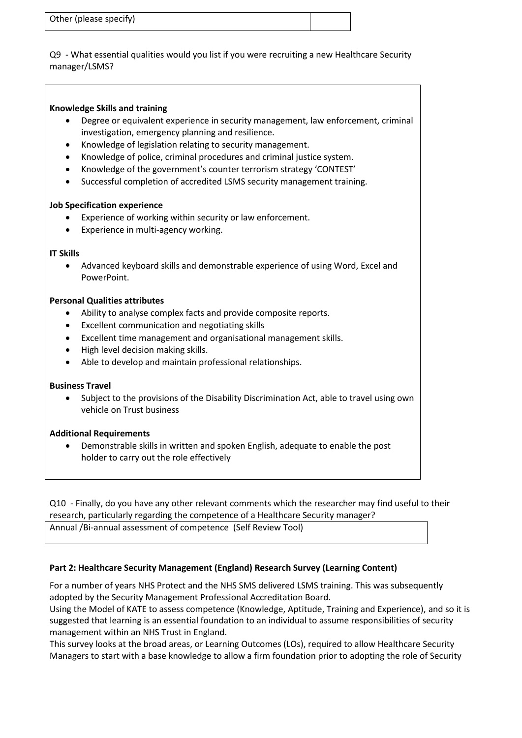| Other (please specify) | |
|---|---|

Q9 - What essential qualities would you list if you were recruiting a new Healthcare Security manager/LSMS?

**Knowledge Skills and training**

- Degree or equivalent experience in security management, law enforcement, criminal investigation, emergency planning and resilience.
- Knowledge of legislation relating to security management.
- Knowledge of police, criminal procedures and criminal justice system.
- Knowledge of the government's counter terrorism strategy 'CONTEST'
- Successful completion of accredited LSMS security management training.

**Job Specification experience**

- Experience of working within security or law enforcement.
- Experience in multi-agency working.

**IT Skills**

- Advanced keyboard skills and demonstrable experience of using Word, Excel and PowerPoint.

**Personal Qualities attributes**

- Ability to analyse complex facts and provide composite reports.
- Excellent communication and negotiating skills
- Excellent time management and organisational management skills.
- High level decision making skills.
- Able to develop and maintain professional relationships.

**Business Travel**

- Subject to the provisions of the Disability Discrimination Act, able to travel using own vehicle on Trust business

**Additional Requirements**

- Demonstrable skills in written and spoken English, adequate to enable the post holder to carry out the role effectively

Q10 - Finally, do you have any other relevant comments which the researcher may find useful to their research, particularly regarding the competence of a Healthcare Security manager?

Annual /Bi-annual assessment of competence (Self Review Tool)

**Part 2: Healthcare Security Management (England) Research Survey (Learning Content)**

For a number of years NHS Protect and the NHS SMS delivered LSMS training. This was subsequently adopted by the Security Management Professional Accreditation Board.

Using the Model of KATE to assess competence (Knowledge, Aptitude, Training and Experience), and so it is suggested that learning is an essential foundation to an individual to assume responsibilities of security management within an NHS Trust in England.

This survey looks at the broad areas, or Learning Outcomes (LOs), required to allow Healthcare Security Managers to start with a base knowledge to allow a firm foundation prior to adopting the role of Security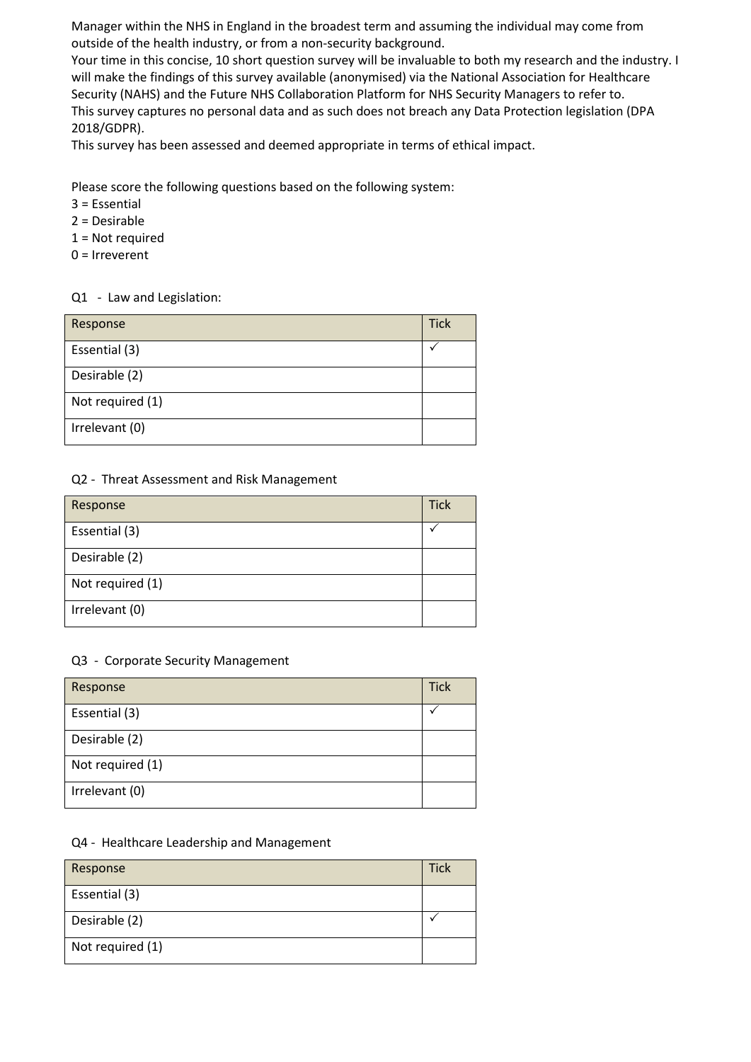Manager within the NHS in England in the broadest term and assuming the individual may come from outside of the health industry, or from a non-security background.
Your time in this concise, 10 short question survey will be invaluable to both my research and the industry. I will make the findings of this survey available (anonymised) via the National Association for Healthcare Security (NAHS) and the Future NHS Collaboration Platform for NHS Security Managers to refer to.
This survey captures no personal data and as such does not breach any Data Protection legislation (DPA 2018/GDPR).
This survey has been assessed and deemed appropriate in terms of ethical impact.

Please score the following questions based on the following system:
3 = Essential
2 = Desirable
1 = Not required
0 = Irreverent

Q1 - Law and Legislation:

| Response | Tick |
|---|---|
| Essential (3) | ✓ |
| Desirable (2) | |
| Not required (1) | |
| Irrelevant (0) | |

Q2 - Threat Assessment and Risk Management

| Response | Tick |
|---|---|
| Essential (3) | ✓ |
| Desirable (2) | |
| Not required (1) | |
| Irrelevant (0) | |

Q3 - Corporate Security Management

| Response | Tick |
|---|---|
| Essential (3) | ✓ |
| Desirable (2) | |
| Not required (1) | |
| Irrelevant (0) | |

Q4 - Healthcare Leadership and Management

| Response | Tick |
|---|---|
| Essential (3) | |
| Desirable (2) | ✓ |
| Not required (1) | |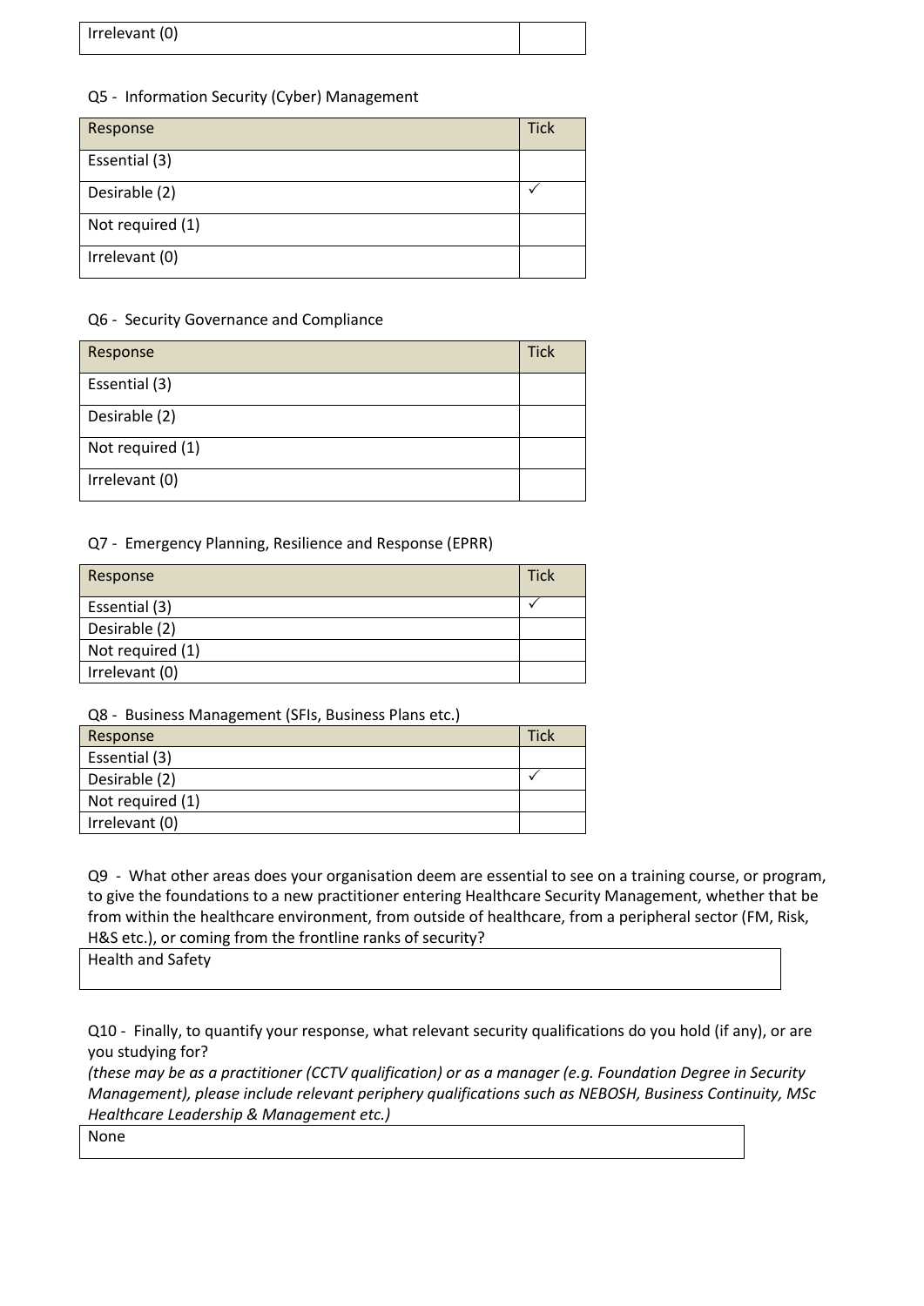| | |
|---|---|
| Irrelevant (0) | |

Q5 - Information Security (Cyber) Management

| Response | Tick |
|---|---|
| Essential (3) | |
| Desirable (2) | ✓ |
| Not required (1) | |
| Irrelevant (0) | |

Q6 - Security Governance and Compliance

| Response | Tick |
|---|---|
| Essential (3) | |
| Desirable (2) | |
| Not required (1) | |
| Irrelevant (0) | |

Q7 - Emergency Planning, Resilience and Response (EPRR)

| Response | Tick |
|---|---|
| Essential (3) | ✓ |
| Desirable (2) | |
| Not required (1) | |
| Irrelevant (0) | |

Q8 - Business Management (SFIs, Business Plans etc.)

| Response | Tick |
|---|---|
| Essential (3) | |
| Desirable (2) | ✓ |
| Not required (1) | |
| Irrelevant (0) | |

Q9 - What other areas does your organisation deem are essential to see on a training course, or program, to give the foundations to a new practitioner entering Healthcare Security Management, whether that be from within the healthcare environment, from outside of healthcare, from a peripheral sector (FM, Risk, H&S etc.), or coming from the frontline ranks of security?

| |
|---|
| Health and Safety |

Q10 - Finally, to quantify your response, what relevant security qualifications do you hold (if any), or are you studying for?
*(these may be as a practitioner (CCTV qualification) or as a manager (e.g. Foundation Degree in Security Management), please include relevant periphery qualifications such as NEBOSH, Business Continuity, MSc Healthcare Leadership & Management etc.)*

| |
|---|
| None |